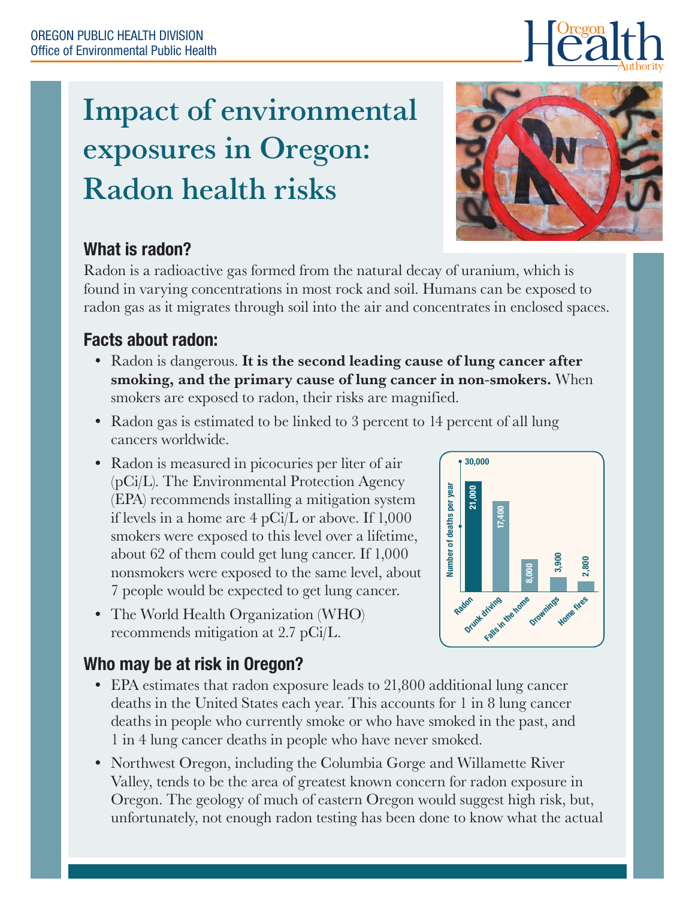# Impact of environmental exposures in Oregon: Radon health risks

## What is radon?

Radon is a radioactive gas formed from the natural decay of uranium, which is found in varying concentrations in most rock and soil. Humans can be exposed to radon gas as it migrates through soil into the air and concentrates in enclosed spaces.

## Facts about radon:

- Radon is dangerous. **It is the second leading cause of lung cancer after smoking, and the primary cause of lung cancer in non-smokers.** When smokers are exposed to radon, their risks are magnified.
- Radon gas is estimated to be linked to 3 percent to 14 percent of all lung cancers worldwide.
- Radon is measured in picocuries per liter of air (pCi/L). The Environmental Protection Agency (EPA) recommends installing a mitigation system if levels in a home are 4 pCi/L or above. If 1,000 smokers were exposed to this level over a lifetime, about 62 of them could get lung cancer. If 1,000 nonsmokers were exposed to the same level, about 7 people would be expected to get lung cancer.
- The World Health Organization (WHO) recommends mitigation at 2.7 pCi/L.

| Cause | Number of deaths per year |
|---|---|
| Radon | 21,000 |
| Drunk driving | 17,400 |
| Falls in the home | 8,000 |
| Drownings | 3,900 |
| Home fires | 2,800 |

## Who may be at risk in Oregon?

- EPA estimates that radon exposure leads to 21,800 additional lung cancer deaths in the United States each year. This accounts for 1 in 8 lung cancer deaths in people who currently smoke or who have smoked in the past, and 1 in 4 lung cancer deaths in people who have never smoked.
- Northwest Oregon, including the Columbia Gorge and Willamette River Valley, tends to be the area of greatest known concern for radon exposure in Oregon. The geology of much of eastern Oregon would suggest high risk, but, unfortunately, not enough radon testing has been done to know what the actual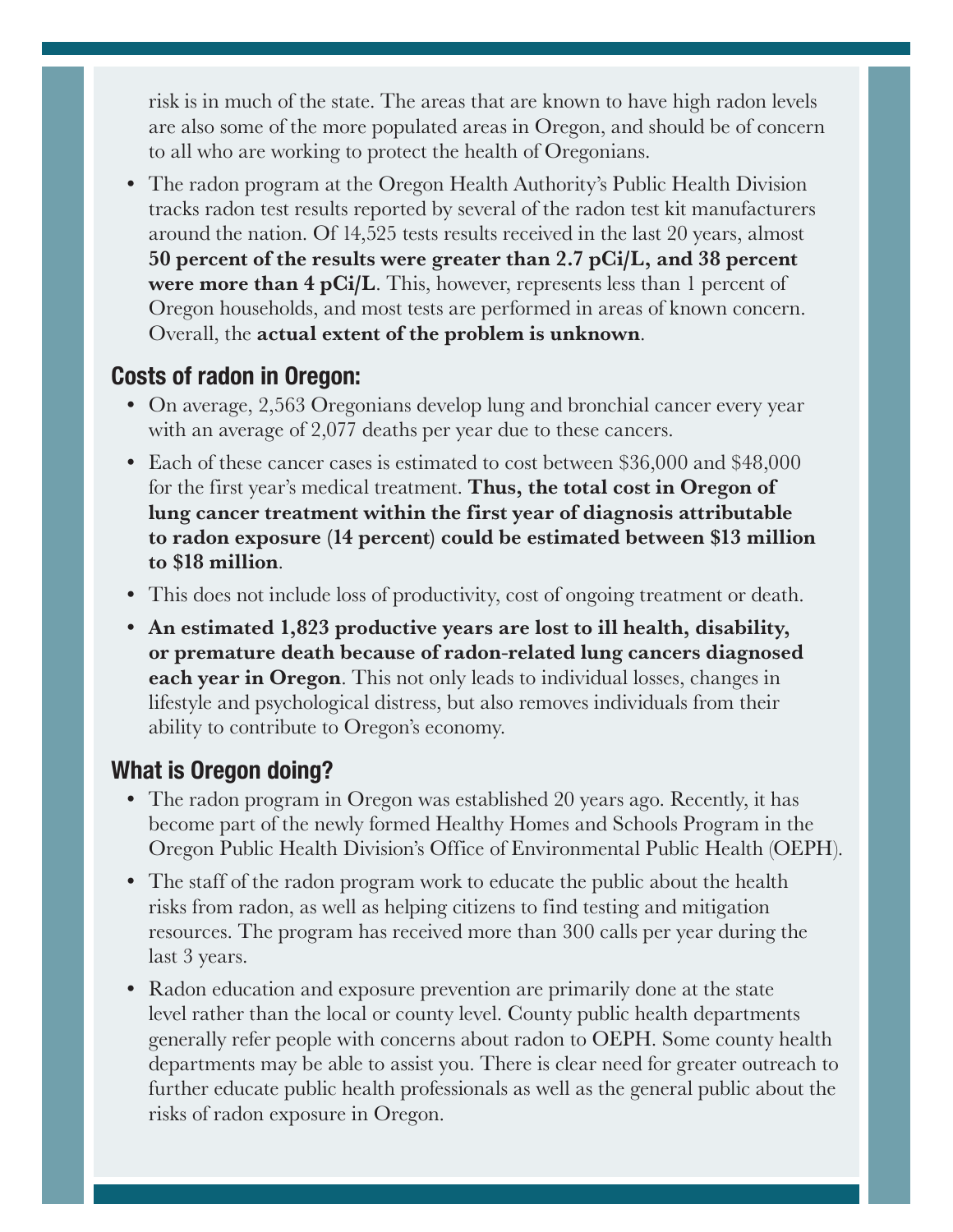risk is in much of the state. The areas that are known to have high radon levels are also some of the more populated areas in Oregon, and should be of concern to all who are working to protect the health of Oregonians.

- The radon program at the Oregon Health Authority's Public Health Division tracks radon test results reported by several of the radon test kit manufacturers around the nation. Of 14,525 tests results received in the last 20 years, almost **50 percent of the results were greater than 2.7 pCi/L, and 38 percent were more than 4 pCi/L**. This, however, represents less than 1 percent of Oregon households, and most tests are performed in areas of known concern. Overall, the **actual extent of the problem is unknown**.

## Costs of radon in Oregon:

- On average, 2,563 Oregonians develop lung and bronchial cancer every year with an average of 2,077 deaths per year due to these cancers.
- Each of these cancer cases is estimated to cost between $36,000 and $48,000 for the first year's medical treatment. **Thus, the total cost in Oregon of lung cancer treatment within the first year of diagnosis attributable to radon exposure (14 percent) could be estimated between $13 million to $18 million**.
- This does not include loss of productivity, cost of ongoing treatment or death.
- **An estimated 1,823 productive years are lost to ill health, disability, or premature death because of radon-related lung cancers diagnosed each year in Oregon**. This not only leads to individual losses, changes in lifestyle and psychological distress, but also removes individuals from their ability to contribute to Oregon's economy.

## What is Oregon doing?

- The radon program in Oregon was established 20 years ago. Recently, it has become part of the newly formed Healthy Homes and Schools Program in the Oregon Public Health Division's Office of Environmental Public Health (OEPH).
- The staff of the radon program work to educate the public about the health risks from radon, as well as helping citizens to find testing and mitigation resources. The program has received more than 300 calls per year during the last 3 years.
- Radon education and exposure prevention are primarily done at the state level rather than the local or county level. County public health departments generally refer people with concerns about radon to OEPH. Some county health departments may be able to assist you. There is clear need for greater outreach to further educate public health professionals as well as the general public about the risks of radon exposure in Oregon.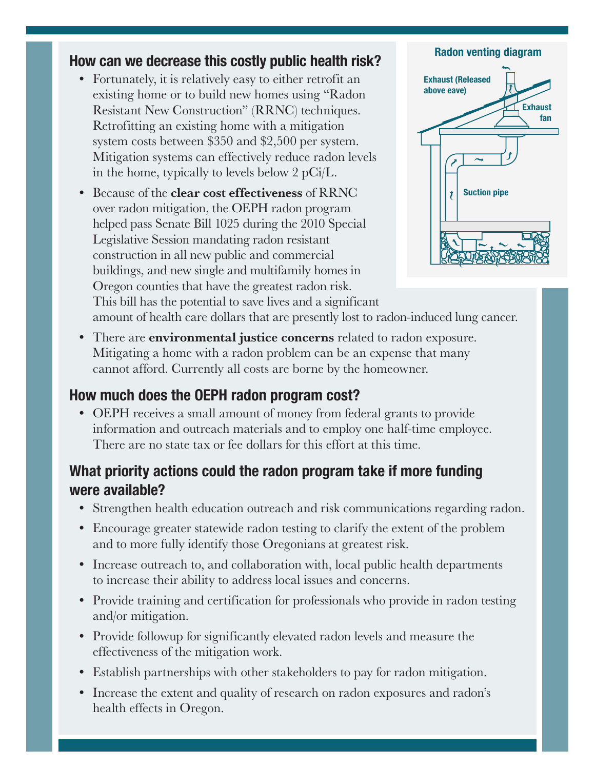## How can we decrease this costly public health risk?

- Fortunately, it is relatively easy to either retrofit an existing home or to build new homes using "Radon Resistant New Construction" (RRNC) techniques. Retrofitting an existing home with a mitigation system costs between $350 and $2,500 per system. Mitigation systems can effectively reduce radon levels in the home, typically to levels below 2 pCi/L.
- Because of the **clear cost effectiveness** of RRNC over radon mitigation, the OEPH radon program helped pass Senate Bill 1025 during the 2010 Special Legislative Session mandating radon resistant construction in all new public and commercial buildings, and new single and multifamily homes in Oregon counties that have the greatest radon risk. This bill has the potential to save lives and a significant amount of health care dollars that are presently lost to radon-induced lung cancer.
- There are **environmental justice concerns** related to radon exposure. Mitigating a home with a radon problem can be an expense that many cannot afford. Currently all costs are borne by the homeowner.

**Radon venting diagram**

Exhaust (Released above eave)

Exhaust fan

Suction pipe

## How much does the OEPH radon program cost?

- OEPH receives a small amount of money from federal grants to provide information and outreach materials and to employ one half-time employee. There are no state tax or fee dollars for this effort at this time.

## What priority actions could the radon program take if more funding were available?

- Strengthen health education outreach and risk communications regarding radon.
- Encourage greater statewide radon testing to clarify the extent of the problem and to more fully identify those Oregonians at greatest risk.
- Increase outreach to, and collaboration with, local public health departments to increase their ability to address local issues and concerns.
- Provide training and certification for professionals who provide in radon testing and/or mitigation.
- Provide followup for significantly elevated radon levels and measure the effectiveness of the mitigation work.
- Establish partnerships with other stakeholders to pay for radon mitigation.
- Increase the extent and quality of research on radon exposures and radon's health effects in Oregon.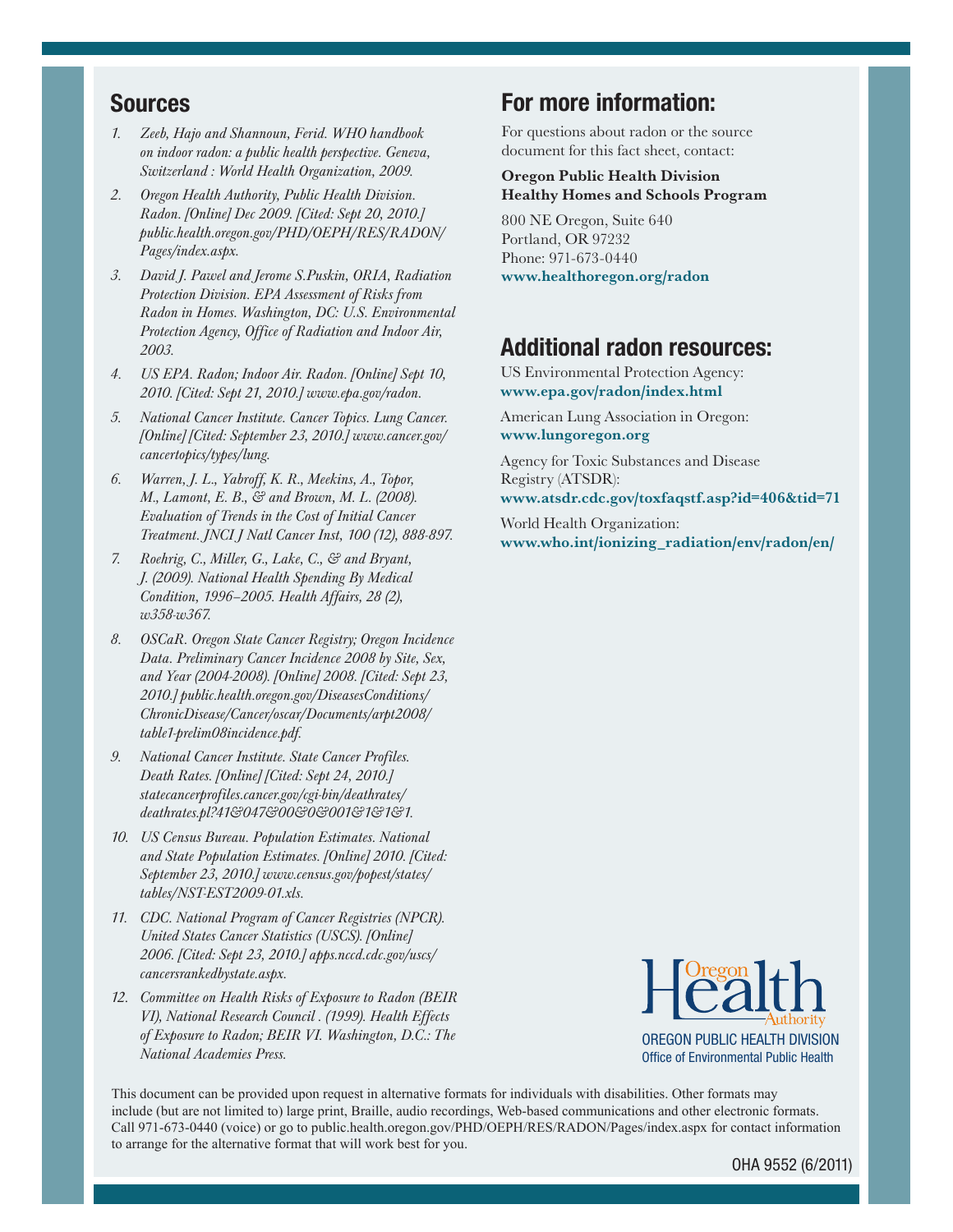## Sources

1. *Zeeb, Hajo and Shannoun, Ferid. WHO handbook on indoor radon: a public health perspective. Geneva, Switzerland : World Health Organization, 2009.*
2. *Oregon Health Authority, Public Health Division. Radon. [Online] Dec 2009. [Cited: Sept 20, 2010.] public.health.oregon.gov/PHD/OEPH/RES/RADON/Pages/index.aspx.*
3. *David J. Pawel and Jerome S.Puskin, ORIA, Radiation Protection Division. EPA Assessment of Risks from Radon in Homes. Washington, DC: U.S. Environmental Protection Agency, Office of Radiation and Indoor Air, 2003.*
4. *US EPA. Radon; Indoor Air. Radon. [Online] Sept 10, 2010. [Cited: Sept 21, 2010.] www.epa.gov/radon.*
5. *National Cancer Institute. Cancer Topics. Lung Cancer. [Online] [Cited: September 23, 2010.] www.cancer.gov/cancertopics/types/lung.*
6. *Warren, J. L., Yabroff, K. R., Meekins, A., Topor, M., Lamont, E. B., & and Brown, M. L. (2008). Evaluation of Trends in the Cost of Initial Cancer Treatment. JNCI J Natl Cancer Inst, 100 (12), 888-897.*
7. *Roehrig, C., Miller, G., Lake, C., & and Bryant, J. (2009). National Health Spending By Medical Condition, 1996–2005. Health Affairs, 28 (2), w358-w367.*
8. *OSCaR. Oregon State Cancer Registry; Oregon Incidence Data. Preliminary Cancer Incidence 2008 by Site, Sex, and Year (2004-2008). [Online] 2008. [Cited: Sept 23, 2010.] public.health.oregon.gov/DiseasesConditions/ChronicDisease/Cancer/oscar/Documents/arpt2008/table1-prelim08incidence.pdf.*
9. *National Cancer Institute. State Cancer Profiles. Death Rates. [Online] [Cited: Sept 24, 2010.] statecancerprofiles.cancer.gov/cgi-bin/deathrates/deathrates.pl?41&047&00&0&001&1&1&1.*
10. *US Census Bureau. Population Estimates. National and State Population Estimates. [Online] 2010. [Cited: September 23, 2010.] www.census.gov/popest/states/tables/NST-EST2009-01.xls.*
11. *CDC. National Program of Cancer Registries (NPCR). United States Cancer Statistics (USCS). [Online] 2006. [Cited: Sept 23, 2010.] apps.nccd.cdc.gov/uscs/cancersrankedbystate.aspx.*
12. *Committee on Health Risks of Exposure to Radon (BEIR VI), National Research Council . (1999). Health Effects of Exposure to Radon; BEIR VI. Washington, D.C.: The National Academies Press.*

## For more information:

For questions about radon or the source document for this fact sheet, contact:

**Oregon Public Health Division**
**Healthy Homes and Schools Program**

800 NE Oregon, Suite 640
Portland, OR 97232
Phone: 971-673-0440
**www.healthoregon.org/radon**

## Additional radon resources:

US Environmental Protection Agency:
**www.epa.gov/radon/index.html**

American Lung Association in Oregon:
**www.lungoregon.org**

Agency for Toxic Substances and Disease Registry (ATSDR):
**www.atsdr.cdc.gov/toxfaqstf.asp?id=406&tid=71**

World Health Organization:
**www.who.int/ionizing_radiation/env/radon/en/**

Oregon Health Authority
OREGON PUBLIC HEALTH DIVISION
Office of Environmental Public Health

This document can be provided upon request in alternative formats for individuals with disabilities. Other formats may include (but are not limited to) large print, Braille, audio recordings, Web-based communications and other electronic formats. Call 971-673-0440 (voice) or go to public.health.oregon.gov/PHD/OEPH/RES/RADON/Pages/index.aspx for contact information to arrange for the alternative format that will work best for you.

OHA 9552 (6/2011)